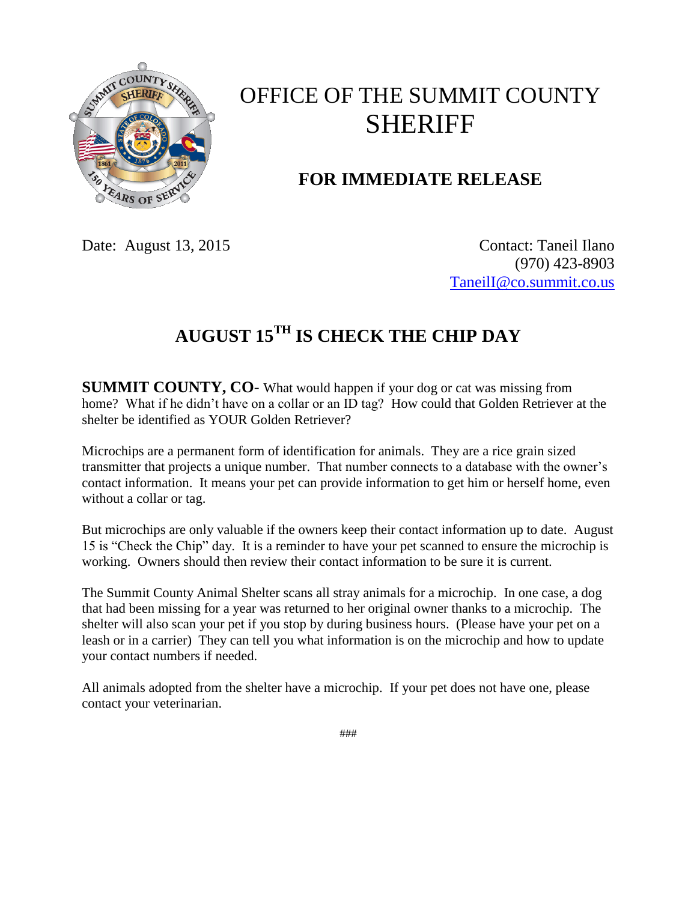# OFFICE OF THE SUMMIT COUNTY SHERIFF

## FOR IMMEDIATE RELEASE

Date: August 13, 2015

Contact: Taneil Ilano
(970) 423-8903
TaneilI@co.summit.co.us

## AUGUST 15TH IS CHECK THE CHIP DAY

**SUMMIT COUNTY, CO**- What would happen if your dog or cat was missing from home? What if he didn't have on a collar or an ID tag? How could that Golden Retriever at the shelter be identified as YOUR Golden Retriever?

Microchips are a permanent form of identification for animals. They are a rice grain sized transmitter that projects a unique number. That number connects to a database with the owner's contact information. It means your pet can provide information to get him or herself home, even without a collar or tag.

But microchips are only valuable if the owners keep their contact information up to date. August 15 is "Check the Chip" day. It is a reminder to have your pet scanned to ensure the microchip is working. Owners should then review their contact information to be sure it is current.

The Summit County Animal Shelter scans all stray animals for a microchip. In one case, a dog that had been missing for a year was returned to her original owner thanks to a microchip. The shelter will also scan your pet if you stop by during business hours. (Please have your pet on a leash or in a carrier) They can tell you what information is on the microchip and how to update your contact numbers if needed.

All animals adopted from the shelter have a microchip. If your pet does not have one, please contact your veterinarian.

###